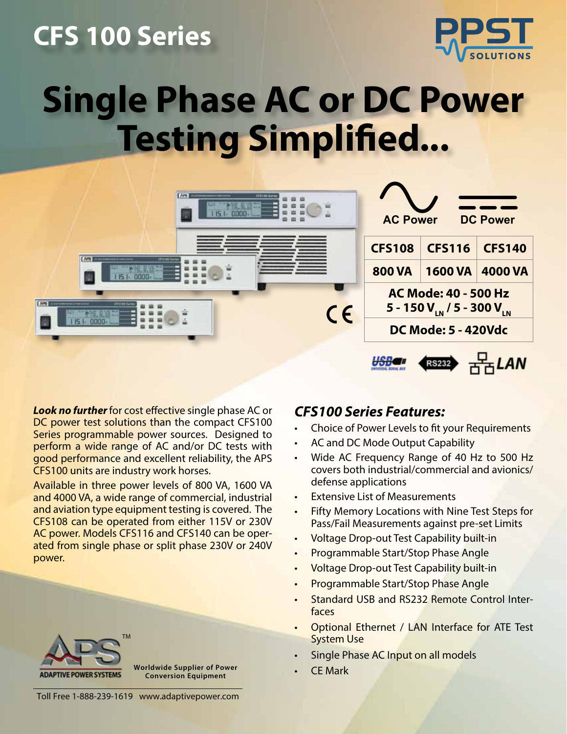# CFS 100 Series

PPST SOLUTIONS

# Single Phase AC or DC Power Testing Simplified...

AC Power DC Power

| CFS108 | CFS116 | CFS140 |
| --- | --- | --- |
| 800 VA | 1600 VA | 4000 VA |
| AC Mode: 40 - 500 Hz<br>5 - 150 $V_{LN}$ / 5 - 300 $V_{LN}$ | | |
| DC Mode: 5 - 420Vdc | | |

USB RS232 LAN

***Look no further*** for cost effective single phase AC or DC power test solutions than the compact CFS100 Series programmable power sources. Designed to perform a wide range of AC and/or DC tests with good performance and excellent reliability, the APS CFS100 units are industry work horses.

Available in three power levels of 800 VA, 1600 VA and 4000 VA, a wide range of commercial, industrial and aviation type equipment testing is covered. The CFS108 can be operated from either 115V or 230V AC power. Models CFS116 and CFS140 can be operated from single phase or split phase 230V or 240V power.

## *CFS100 Series Features:*

- Choice of Power Levels to fit your Requirements
- AC and DC Mode Output Capability
- Wide AC Frequency Range of 40 Hz to 500 Hz covers both industrial/commercial and avionics/defense applications
- Extensive List of Measurements
- Fifty Memory Locations with Nine Test Steps for Pass/Fail Measurements against pre-set Limits
- Voltage Drop-out Test Capability built-in
- Programmable Start/Stop Phase Angle
- Voltage Drop-out Test Capability built-in
- Programmable Start/Stop Phase Angle
- Standard USB and RS232 Remote Control Interfaces
- Optional Ethernet / LAN Interface for ATE Test System Use
- Single Phase AC Input on all models
- CE Mark

APS ADAPTIVE POWER SYSTEMS™

Worldwide Supplier of Power Conversion Equipment

Toll Free 1-888-239-1619 www.adaptivepower.com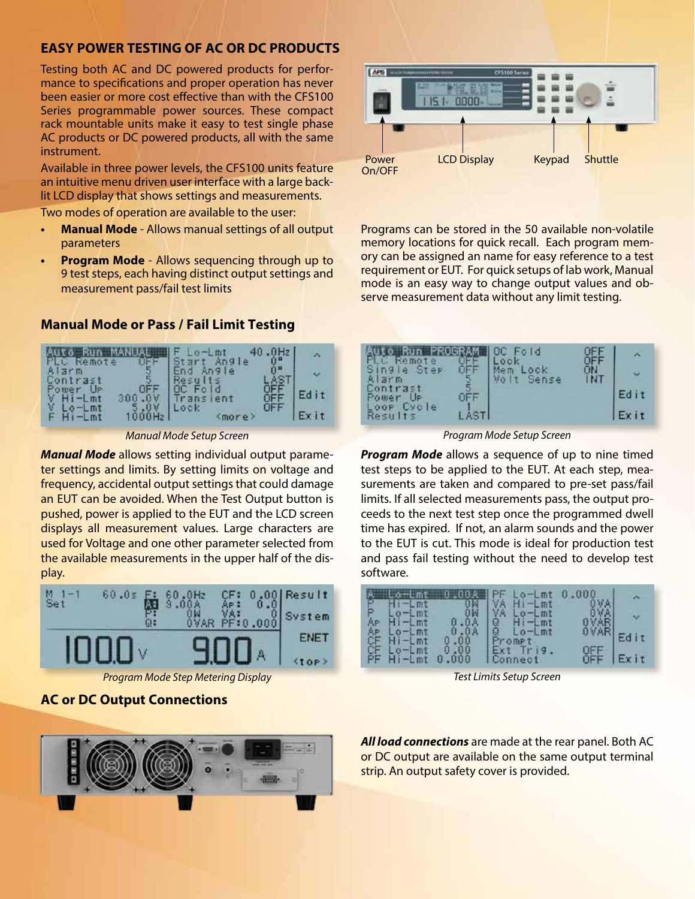## EASY POWER TESTING OF AC OR DC PRODUCTS

Testing both AC and DC powered products for performance to specifications and proper operation has never been easier or more cost effective than with the CFS100 Series programmable power sources. These compact rack mountable units make it easy to test single phase AC products or DC powered products, all with the same instrument.

Available in three power levels, the CFS100 units feature an intuitive menu driven user interface with a large back-lit LCD display that shows settings and measurements.

Two modes of operation are available to the user:

- **Manual Mode** - Allows manual settings of all output parameters
- **Program Mode** - Allows sequencing through up to 9 test steps, each having distinct output settings and measurement pass/fail test limits

Power On/OFF | LCD Display | Keypad | Shuttle

Programs can be stored in the 50 available non-volatile memory locations for quick recall. Each program memory can be assigned an name for easy reference to a test requirement or EUT. For quick setups of lab work, Manual mode is an easy way to change output values and observe measurement data without any limit testing.

### Manual Mode or Pass / Fail Limit Testing

*Manual Mode Setup Screen*

*Program Mode Setup Screen*

***Manual Mode*** allows setting individual output parameter settings and limits. By setting limits on voltage and frequency, accidental output settings that could damage an EUT can be avoided. When the Test Output button is pushed, power is applied to the EUT and the LCD screen displays all measurement values. Large characters are used for Voltage and one other parameter selected from the available measurements in the upper half of the display.

***Program Mode*** allows a sequence of up to nine timed test steps to be applied to the EUT. At each step, measurements are taken and compared to pre-set pass/fail limits. If all selected measurements pass, the output proceeds to the next test step once the programmed dwell time has expired. If not, an alarm sounds and the power to the EUT is cut. This mode is ideal for production test and pass fail testing without the need to develop test software.

*Program Mode Step Metering Display*

*Test Limits Setup Screen*

### AC or DC Output Connections

***All load connections*** are made at the rear panel. Both AC or DC output are available on the same output terminal strip. An output safety cover is provided.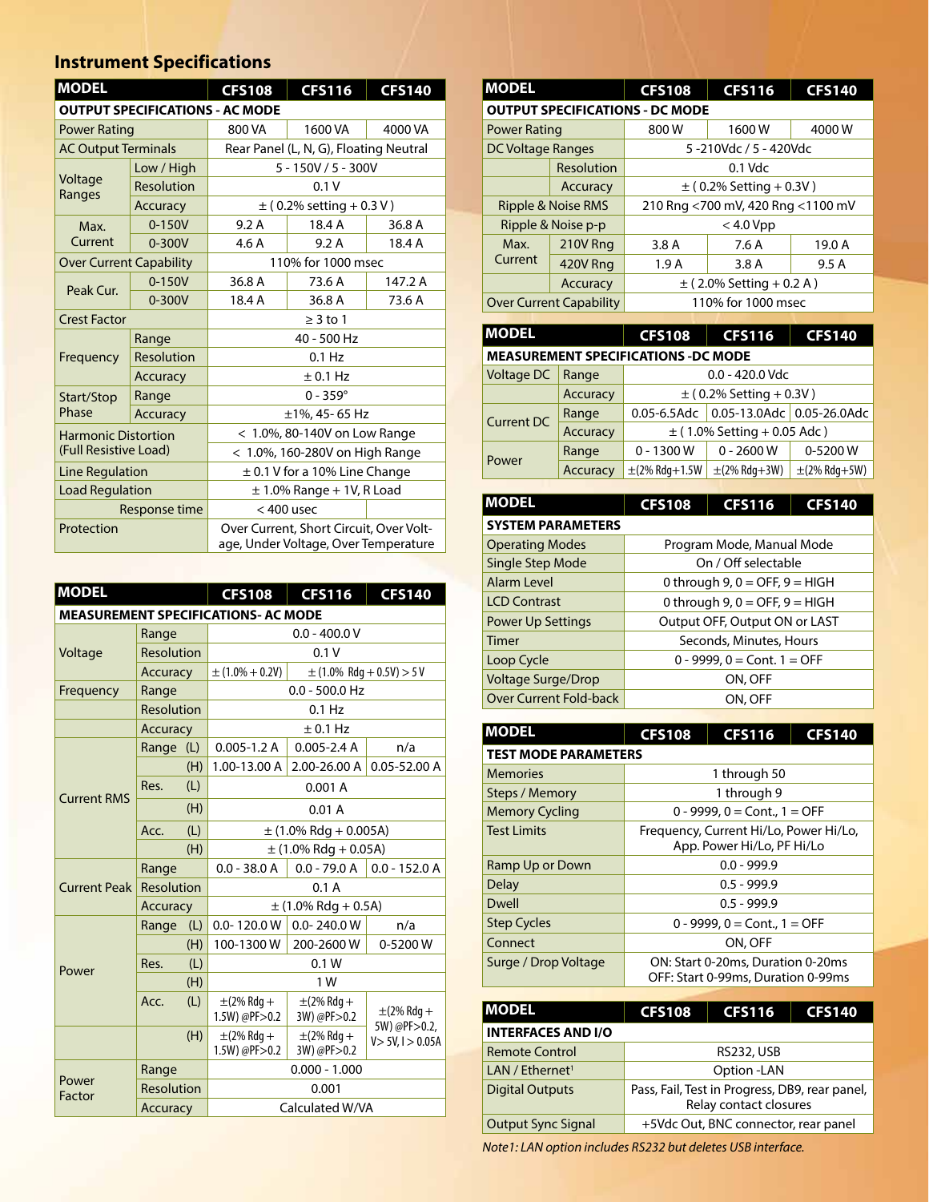## Instrument Specifications

| MODEL | | CFS108 | CFS116 | CFS140 |
|---|---|---|---|---|
| **OUTPUT SPECIFICATIONS - AC MODE** | | | | |
| Power Rating | | 800 VA | 1600 VA | 4000 VA |
| AC Output Terminals | | Rear Panel (L, N, G), Floating Neutral | | |
| Voltage Ranges | Low / High | 5 - 150V / 5 - 300V | | |
| | Resolution | 0.1 V | | |
| | Accuracy | ± ( 0.2% setting + 0.3 V ) | | |
| Max. Current | 0-150V | 9.2 A | 18.4 A | 36.8 A |
| | 0-300V | 4.6 A | 9.2 A | 18.4 A |
| Over Current Capability | | 110% for 1000 msec | | |
| Peak Cur. | 0-150V | 36.8 A | 73.6 A | 147.2 A |
| | 0-300V | 18.4 A | 36.8 A | 73.6 A |
| Crest Factor | | ≥ 3 to 1 | | |
| Frequency | Range | 40 - 500 Hz | | |
| | Resolution | 0.1 Hz | | |
| | Accuracy | ± 0.1 Hz | | |
| Start/Stop Phase | Range | 0 - 359° | | |
| | Accuracy | ±1%, 45- 65 Hz | | |
| Harmonic Distortion (Full Resistive Load) | | < 1.0%, 80-140V on Low Range | | |
| | | < 1.0%, 160-280V on High Range | | |
| Line Regulation | | ± 0.1 V for a 10% Line Change | | |
| Load Regulation | | ± 1.0% Range + 1V, R Load | | |
| | Response time | < 400 usec | | |
| Protection | | Over Current, Short Circuit, Over Voltage, Under Voltage, Over Temperature | | |

| MODEL | | | CFS108 | CFS116 | CFS140 |
|---|---|---|---|---|---|
| **MEASUREMENT SPECIFICATIONS- AC MODE** | | | | | |
| Voltage | Range | | 0.0 - 400.0 V | | |
| | Resolution | | 0.1 V | | |
| | Accuracy | | ± (1.0% + 0.2V) | ± (1.0% Rdg + 0.5V) > 5 V | |
| Frequency | Range | | 0.0 - 500.0 Hz | | |
| | Resolution | | 0.1 Hz | | |
| | Accuracy | | ± 0.1 Hz | | |
| Current RMS | Range | (L) | 0.005-1.2 A | 0.005-2.4 A | n/a |
| | | (H) | 1.00-13.00 A | 2.00-26.00 A | 0.05-52.00 A |
| | Res. | (L) | 0.001 A | | |
| | | (H) | 0.01 A | | |
| | Acc. | (L) | ± (1.0% Rdg + 0.005A) | | |
| | | (H) | ± (1.0% Rdg + 0.05A) | | |
| Current Peak | Range | | 0.0 - 38.0 A | 0.0 - 79.0 A | 0.0 - 152.0 A |
| | Resolution | | 0.1 A | | |
| | Accuracy | | ± (1.0% Rdg + 0.5A) | | |
| Power | Range | (L) | 0.0- 120.0 W | 0.0- 240.0 W | n/a |
| | | (H) | 100-1300 W | 200-2600 W | 0-5200 W |
| | Res. | (L) | 0.1 W | | |
| | | (H) | 1 W | | |
| | Acc. | (L) | ±(2% Rdg + 1.5W) @PF>0.2 | ±(2% Rdg + 3W) @PF>0.2 | ±(2% Rdg + 5W) @PF>0.2, V> 5V, I > 0.05A |
| | | (H) | ±(2% Rdg + 1.5W) @PF>0.2 | ±(2% Rdg + 3W) @PF>0.2 | |
| Power Factor | Range | | 0.000 - 1.000 | | |
| | Resolution | | 0.001 | | |
| | Accuracy | | Calculated W/VA | | |

| MODEL | | CFS108 | CFS116 | CFS140 |
|---|---|---|---|---|
| **OUTPUT SPECIFICATIONS - DC MODE** | | | | |
| Power Rating | | 800 W | 1600 W | 4000 W |
| DC Voltage Ranges | | 5 -210Vdc / 5 - 420Vdc | | |
| | Resolution | 0.1 Vdc | | |
| | Accuracy | ± ( 0.2% Setting + 0.3V ) | | |
| Ripple & Noise RMS | | 210 Rng <700 mV, 420 Rng <1100 mV | | |
| Ripple & Noise p-p | | < 4.0 Vpp | | |
| Max. Current | 210V Rng | 3.8 A | 7.6 A | 19.0 A |
| | 420V Rng | 1.9 A | 3.8 A | 9.5 A |
| | Accuracy | ± ( 2.0% Setting + 0.2 A ) | | |
| Over Current Capability | | 110% for 1000 msec | | |

| MODEL | | CFS108 | CFS116 | CFS140 |
|---|---|---|---|---|
| **MEASUREMENT SPECIFICATIONS -DC MODE** | | | | |
| Voltage DC | Range | 0.0 - 420.0 Vdc | | |
| | Accuracy | ± ( 0.2% Setting + 0.3V ) | | |
| Current DC | Range | 0.05-6.5Adc | 0.05-13.0Adc | 0.05-26.0Adc |
| | Accuracy | ± ( 1.0% Setting + 0.05 Adc ) | | |
| Power | Range | 0 - 1300 W | 0 - 2600 W | 0-5200 W |
| | Accuracy | ±(2% Rdg+1.5W | ±(2% Rdg+3W) | ±(2% Rdg+5W) |

| MODEL | CFS108 | CFS116 | CFS140 |
|---|---|---|---|
| **SYSTEM PARAMETERS** | | | |
| Operating Modes | Program Mode, Manual Mode | | |
| Single Step Mode | On / Off selectable | | |
| Alarm Level | 0 through 9, 0 = OFF, 9 = HIGH | | |
| LCD Contrast | 0 through 9, 0 = OFF, 9 = HIGH | | |
| Power Up Settings | Output OFF, Output ON or LAST | | |
| Timer | Seconds, Minutes, Hours | | |
| Loop Cycle | 0 - 9999, 0 = Cont. 1 = OFF | | |
| Voltage Surge/Drop | ON, OFF | | |
| Over Current Fold-back | ON, OFF | | |

| MODEL | CFS108 | CFS116 | CFS140 |
|---|---|---|---|
| **TEST MODE PARAMETERS** | | | |
| Memories | 1 through 50 | | |
| Steps / Memory | 1 through 9 | | |
| Memory Cycling | 0 - 9999, 0 = Cont., 1 = OFF | | |
| Test Limits | Frequency, Current Hi/Lo, Power Hi/Lo, App. Power Hi/Lo, PF Hi/Lo | | |
| Ramp Up or Down | 0.0 - 999.9 | | |
| Delay | 0.5 - 999.9 | | |
| Dwell | 0.5 - 999.9 | | |
| Step Cycles | 0 - 9999, 0 = Cont., 1 = OFF | | |
| Connect | ON, OFF | | |
| Surge / Drop Voltage | ON: Start 0-20ms, Duration 0-20ms<br>OFF: Start 0-99ms, Duration 0-99ms | | |

| MODEL | CFS108 | CFS116 | CFS140 |
|---|---|---|---|
| **INTERFACES AND I/O** | | | |
| Remote Control | RS232, USB | | |
| LAN / Ethernet[1] | Option -LAN | | |
| Digital Outputs | Pass, Fail, Test in Progress, DB9, rear panel, Relay contact closures | | |
| Output Sync Signal | +5Vdc Out, BNC connector, rear panel | | |

*Note1: LAN option includes RS232 but deletes USB interface.*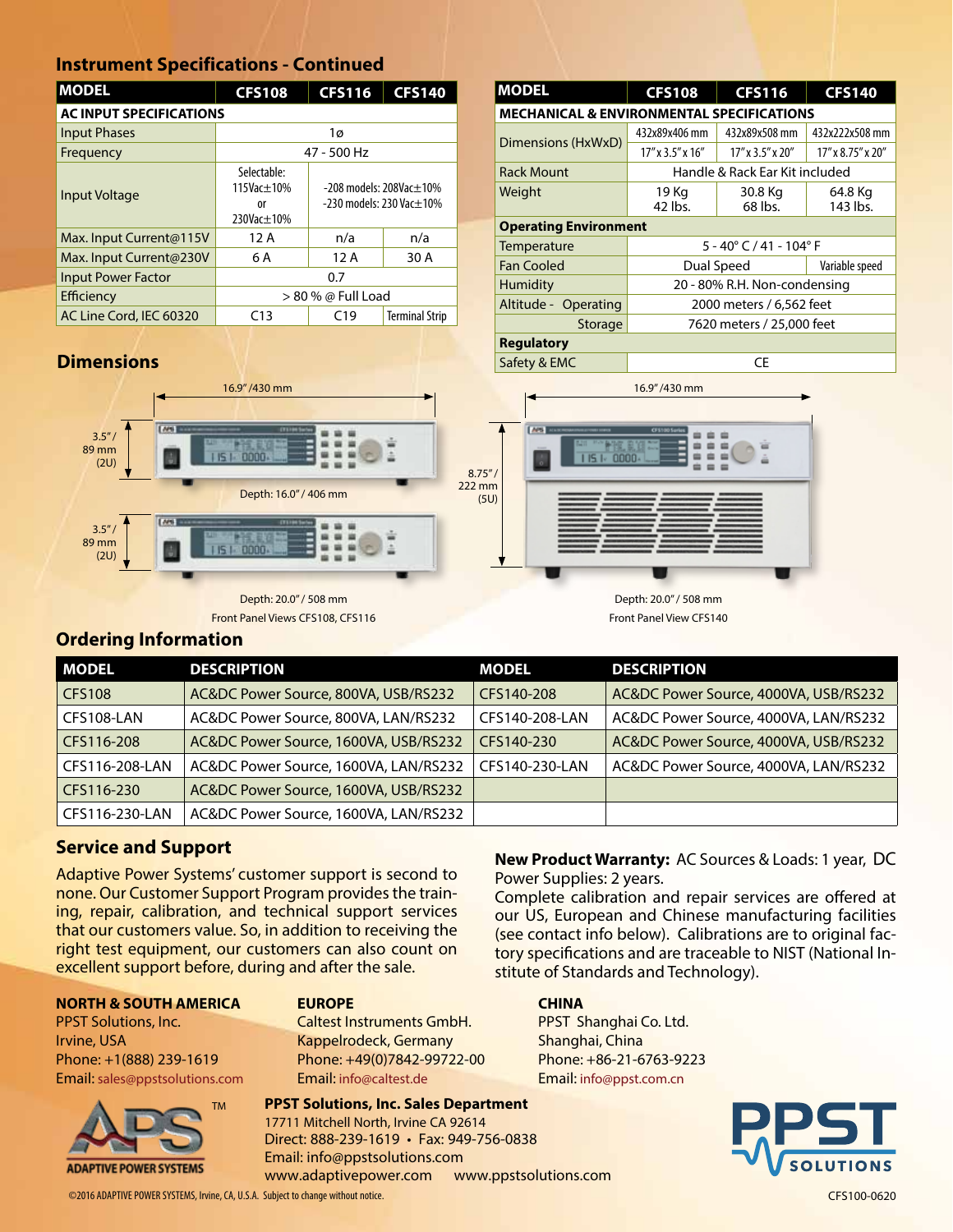## Instrument Specifications - Continued

| MODEL | CFS108 | CFS116 | CFS140 |
|---|---|---|---|
| **AC INPUT SPECIFICATIONS** | | | |
| Input Phases | 1ø | | |
| Frequency | 47 - 500 Hz | | |
| Input Voltage | Selectable: 115Vac±10% or 230Vac±10% | -208 models: 208Vac±10% -230 models: 230 Vac±10% | |
| Max. Input Current@115V | 12 A | n/a | n/a |
| Max. Input Current@230V | 6 A | 12 A | 30 A |
| Input Power Factor | 0.7 | | |
| Efficiency | > 80 % @ Full Load | | |
| AC Line Cord, IEC 60320 | C13 | C19 | Terminal Strip |

| MODEL | CFS108 | CFS116 | CFS140 |
|---|---|---|---|
| **MECHANICAL & ENVIRONMENTAL SPECIFICATIONS** | | | |
| Dimensions (HxWxD) | 432x89x406 mm | 432x89x508 mm | 432x222x508 mm |
| | 17" x 3.5" x 16" | 17" x 3.5" x 20" | 17" x 8.75" x 20" |
| Rack Mount | Handle & Rack Ear Kit included | | |
| Weight | 19 Kg 42 lbs. | 30.8 Kg 68 lbs. | 64.8 Kg 143 lbs. |
| **Operating Environment** | | | |
| Temperature | 5 - 40° C / 41 - 104° F | | |
| Fan Cooled | Dual Speed | | Variable speed |
| Humidity | 20 - 80% R.H. Non-condensing | | |
| Altitude - Operating | 2000 meters / 6,562 feet | | |
| Storage | 7620 meters / 25,000 feet | | |
| **Regulatory** | | | |
| Safety & EMC | CE | | |

## Dimensions

16.9" /430 mm

3.5" / 89 mm (2U)

Depth: 16.0" / 406 mm

3.5" / 89 mm (2U)

Depth: 20.0" / 508 mm

Front Panel Views CFS108, CFS116

16.9" /430 mm

8.75" / 222 mm (5U)

Depth: 20.0" / 508 mm

Front Panel View CFS140

## Ordering Information

| MODEL | DESCRIPTION | MODEL | DESCRIPTION |
|---|---|---|---|
| CFS108 | AC&DC Power Source, 800VA, USB/RS232 | CFS140-208 | AC&DC Power Source, 4000VA, USB/RS232 |
| CFS108-LAN | AC&DC Power Source, 800VA, LAN/RS232 | CFS140-208-LAN | AC&DC Power Source, 4000VA, LAN/RS232 |
| CFS116-208 | AC&DC Power Source, 1600VA, USB/RS232 | CFS140-230 | AC&DC Power Source, 4000VA, USB/RS232 |
| CFS116-208-LAN | AC&DC Power Source, 1600VA, LAN/RS232 | CFS140-230-LAN | AC&DC Power Source, 4000VA, LAN/RS232 |
| CFS116-230 | AC&DC Power Source, 1600VA, USB/RS232 | | |
| CFS116-230-LAN | AC&DC Power Source, 1600VA, LAN/RS232 | | |

## Service and Support

Adaptive Power Systems' customer support is second to none. Our Customer Support Program provides the training, repair, calibration, and technical support services that our customers value. So, in addition to receiving the right test equipment, our customers can also count on excellent support before, during and after the sale.

**New Product Warranty:** AC Sources & Loads: 1 year, DC Power Supplies: 2 years.

Complete calibration and repair services are offered at our US, European and Chinese manufacturing facilities (see contact info below). Calibrations are to original factory specifications and are traceable to NIST (National Institute of Standards and Technology).

**NORTH & SOUTH AMERICA**
PPST Solutions, Inc.
Irvine, USA
Phone: +1(888) 239-1619
Email: sales@ppstsolutions.com

**EUROPE**
Caltest Instruments GmbH.
Kappelrodeck, Germany
Phone: +49(0)7842-99722-00
Email: info@caltest.de

**CHINA**
PPST Shanghai Co. Ltd.
Shanghai, China
Phone: +86-21-6763-9223
Email: info@ppst.com.cn

ADAPTIVE POWER SYSTEMS

**PPST Solutions, Inc. Sales Department**
17711 Mitchell North, Irvine CA 92614
Direct: 888-239-1619 • Fax: 949-756-0838
Email: info@ppstsolutions.com
www.adaptivepower.com www.ppstsolutions.com

PPST SOLUTIONS

©2016 ADAPTIVE POWER SYSTEMS, Irvine, CA, U.S.A. Subject to change without notice.

CFS100-0620